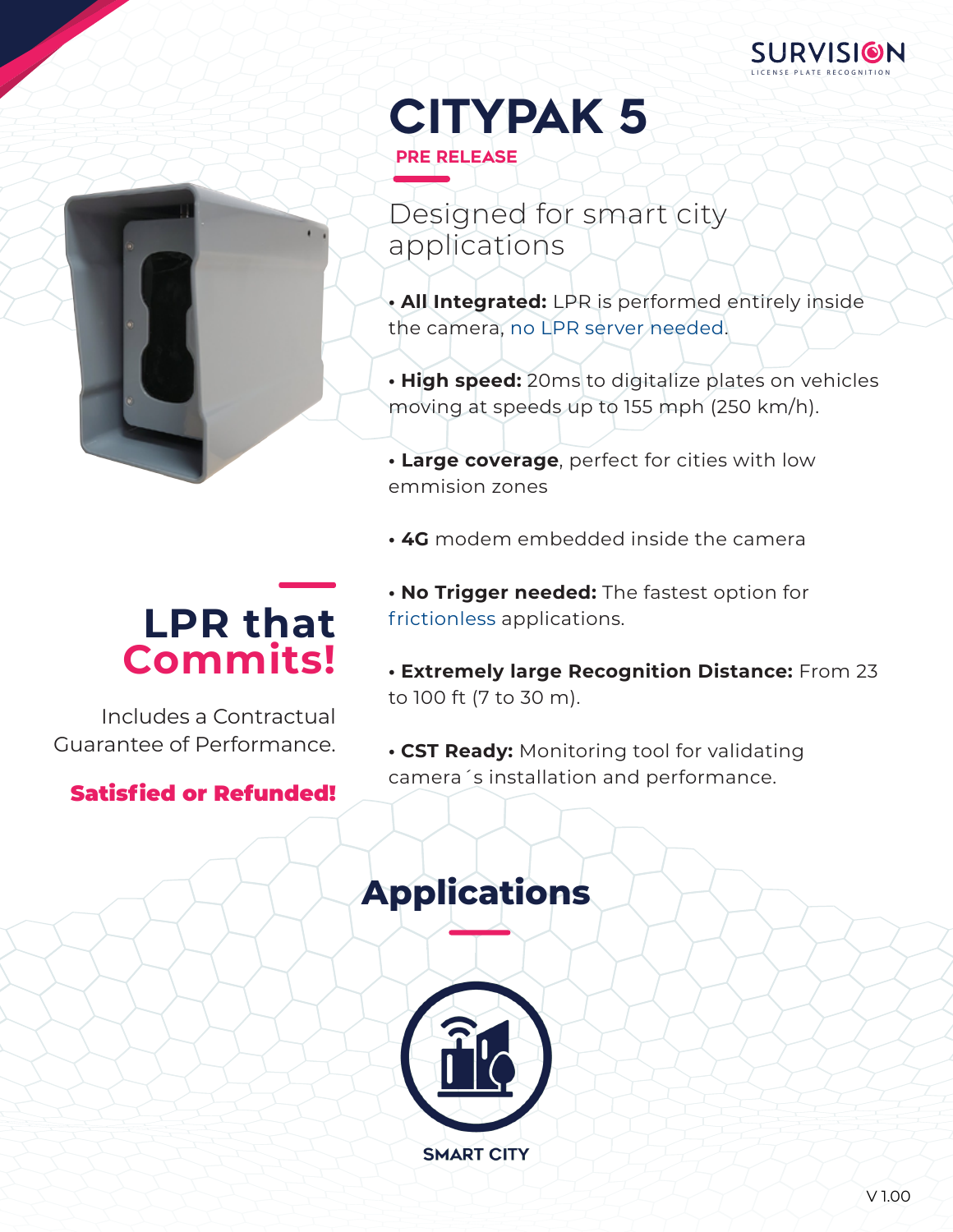SURVISION
LICENSE PLATE RECOGNITION

# CITYPAK 5

**PRE RELEASE**

## Designed for smart city applications

- **All Integrated:** LPR is performed entirely inside the camera, no LPR server needed.
- **High speed:** 20ms to digitalize plates on vehicles moving at speeds up to 155 mph (250 km/h).
- **Large coverage**, perfect for cities with low emmision zones
- **4G** modem embedded inside the camera
- **No Trigger needed:** The fastest option for frictionless applications.
- **Extremely large Recognition Distance:** From 23 to 100 ft (7 to 30 m).
- **CST Ready:** Monitoring tool for validating camera´s installation and performance.

## LPR that Commits!

Includes a Contractual Guarantee of Performance.

**Satisfied or Refunded!**

## Applications

SMART CITY

V 1.00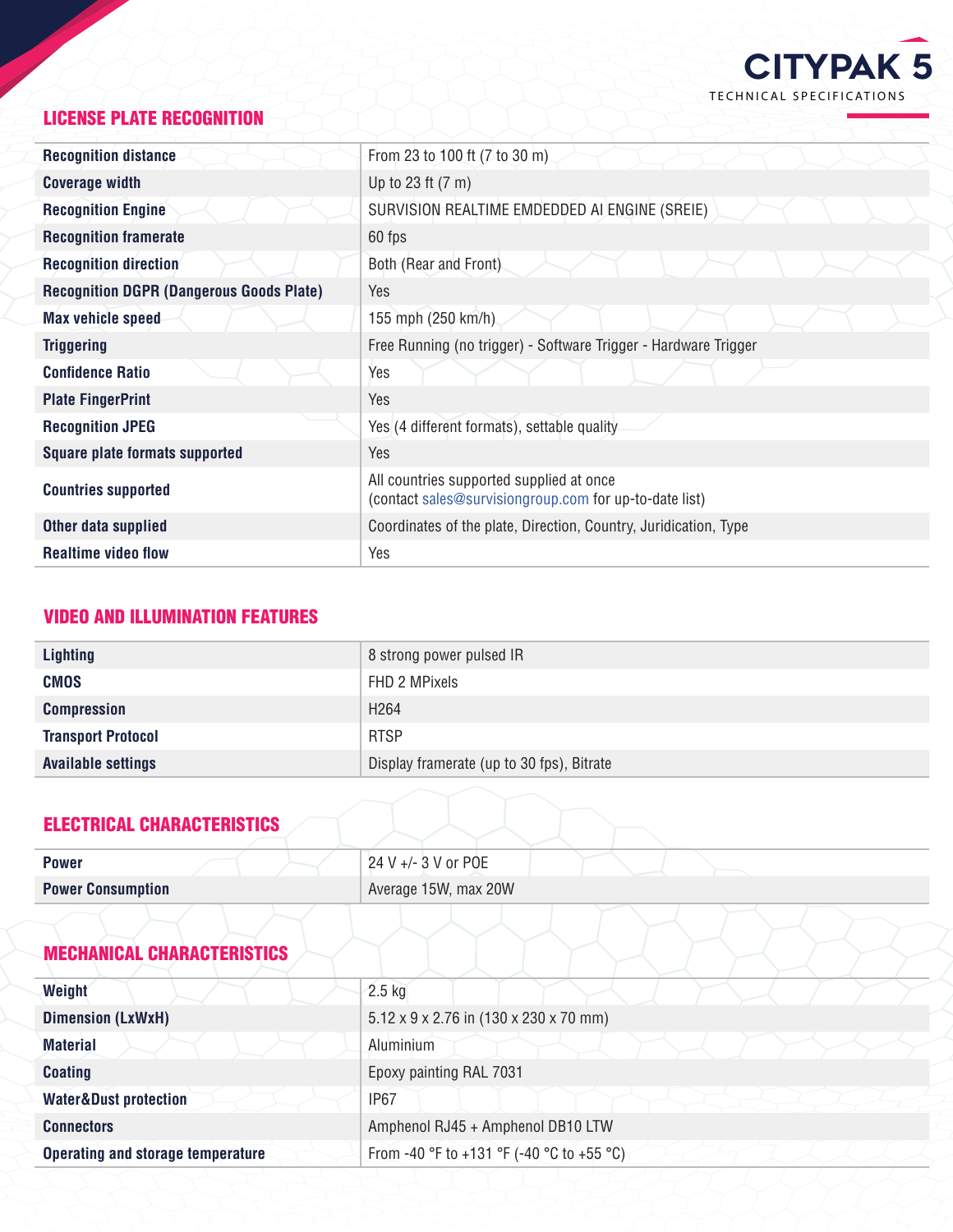# CITYPAK 5

TECHNICAL SPECIFICATIONS

## LICENSE PLATE RECOGNITION

| | |
|---|---|
| **Recognition distance** | From 23 to 100 ft (7 to 30 m) |
| **Coverage width** | Up to 23 ft (7 m) |
| **Recognition Engine** | SURVISION REALTIME EMDEDDED AI ENGINE (SREIE) |
| **Recognition framerate** | 60 fps |
| **Recognition direction** | Both (Rear and Front) |
| **Recognition DGPR (Dangerous Goods Plate)** | Yes |
| **Max vehicle speed** | 155 mph (250 km/h) |
| **Triggering** | Free Running (no trigger) - Software Trigger - Hardware Trigger |
| **Confidence Ratio** | Yes |
| **Plate FingerPrint** | Yes |
| **Recognition JPEG** | Yes (4 different formats), settable quality |
| **Square plate formats supported** | Yes |
| **Countries supported** | All countries supported supplied at once<br>(contact sales@survisiongroup.com for up-to-date list) |
| **Other data supplied** | Coordinates of the plate, Direction, Country, Juridication, Type |
| **Realtime video flow** | Yes |

## VIDEO AND ILLUMINATION FEATURES

| | |
|---|---|
| **Lighting** | 8 strong power pulsed IR |
| **CMOS** | FHD 2 MPixels |
| **Compression** | H264 |
| **Transport Protocol** | RTSP |
| **Available settings** | Display framerate (up to 30 fps), Bitrate |

## ELECTRICAL CHARACTERISTICS

| | |
|---|---|
| **Power** | 24 V +/- 3 V or POE |
| **Power Consumption** | Average 15W, max 20W |

## MECHANICAL CHARACTERISTICS

| | |
|---|---|
| **Weight** | 2.5 kg |
| **Dimension (LxWxH)** | 5.12 x 9 x 2.76 in (130 x 230 x 70 mm) |
| **Material** | Aluminium |
| **Coating** | Epoxy painting RAL 7031 |
| **Water&Dust protection** | IP67 |
| **Connectors** | Amphenol RJ45 + Amphenol DB10 LTW |
| **Operating and storage temperature** | From -40 °F to +131 °F (-40 °C to +55 °C) |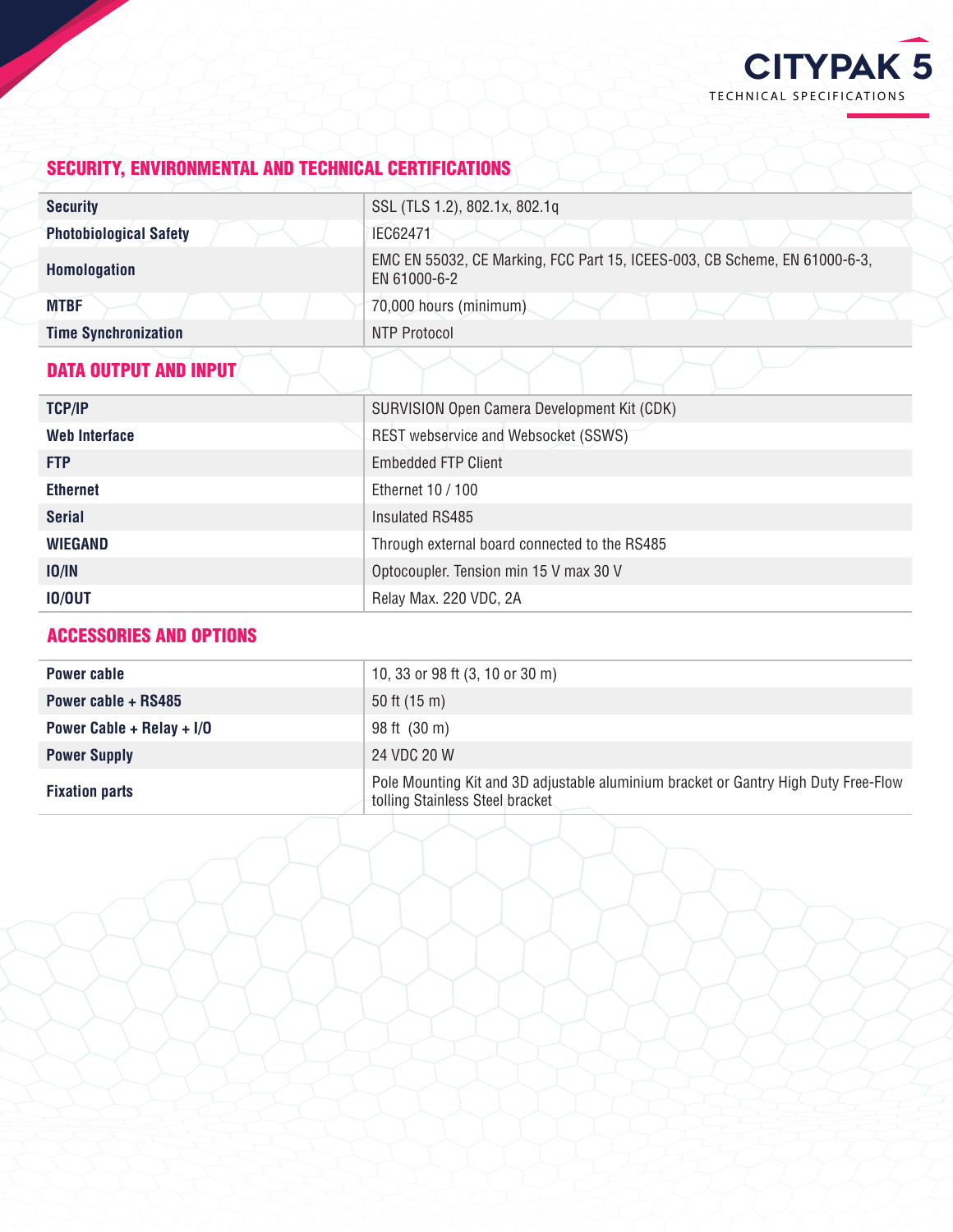## SECURITY, ENVIRONMENTAL AND TECHNICAL CERTIFICATIONS

| | |
|---|---|
| **Security** | SSL (TLS 1.2), 802.1x, 802.1q |
| **Photobiological Safety** | IEC62471 |
| **Homologation** | EMC EN 55032, CE Marking, FCC Part 15, ICEES-003, CB Scheme, EN 61000-6-3, EN 61000-6-2 |
| **MTBF** | 70,000 hours (minimum) |
| **Time Synchronization** | NTP Protocol |

## DATA OUTPUT AND INPUT

| | |
|---|---|
| **TCP/IP** | SURVISION Open Camera Development Kit (CDK) |
| **Web Interface** | REST webservice and Websocket (SSWS) |
| **FTP** | Embedded FTP Client |
| **Ethernet** | Ethernet 10 / 100 |
| **Serial** | Insulated RS485 |
| **WIEGAND** | Through external board connected to the RS485 |
| **IO/IN** | Optocoupler. Tension min 15 V max 30 V |
| **IO/OUT** | Relay Max. 220 VDC, 2A |

## ACCESSORIES AND OPTIONS

| | |
|---|---|
| **Power cable** | 10, 33 or 98 ft (3, 10 or 30 m) |
| **Power cable + RS485** | 50 ft (15 m) |
| **Power Cable + Relay + I/O** | 98 ft (30 m) |
| **Power Supply** | 24 VDC 20 W |
| **Fixation parts** | Pole Mounting Kit and 3D adjustable aluminium bracket or Gantry High Duty Free-Flow tolling Stainless Steel bracket |